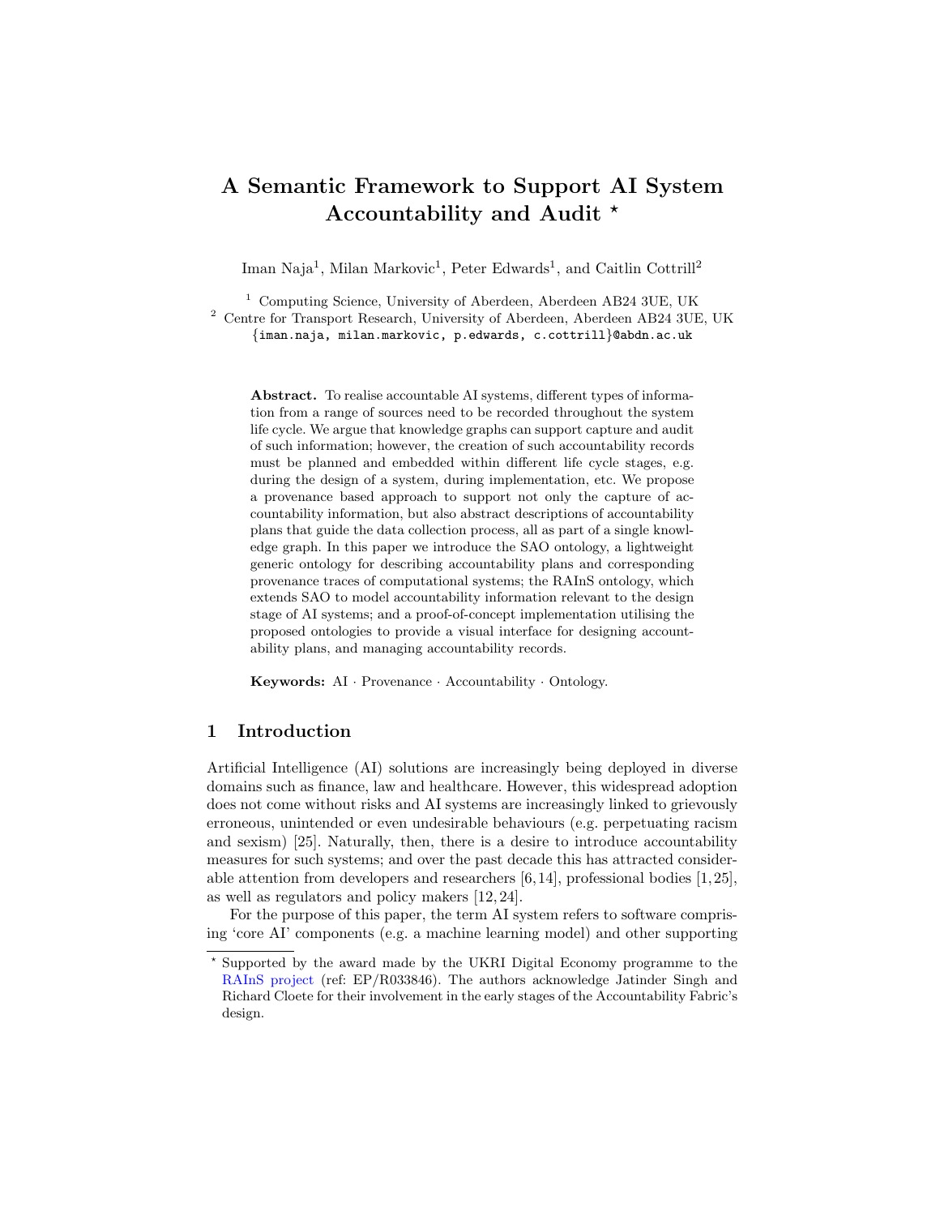# A Semantic Framework to Support AI System Accountability and Audit *

Iman Naja[1], Milan Markovic[1], Peter Edwards[1], and Caitlin Cottrill[2]

[1] Computing Science, University of Aberdeen, Aberdeen AB24 3UE, UK
[2] Centre for Transport Research, University of Aberdeen, Aberdeen AB24 3UE, UK
{iman.naja, milan.markovic, p.edwards, c.cottrill}@abdn.ac.uk

**Abstract.** To realise accountable AI systems, different types of information from a range of sources need to be recorded throughout the system life cycle. We argue that knowledge graphs can support capture and audit of such information; however, the creation of such accountability records must be planned and embedded within different life cycle stages, e.g. during the design of a system, during implementation, etc. We propose a provenance based approach to support not only the capture of accountability information, but also abstract descriptions of accountability plans that guide the data collection process, all as part of a single knowledge graph. In this paper we introduce the SAO ontology, a lightweight generic ontology for describing accountability plans and corresponding provenance traces of computational systems; the RAInS ontology, which extends SAO to model accountability information relevant to the design stage of AI systems; and a proof-of-concept implementation utilising the proposed ontologies to provide a visual interface for designing accountability plans, and managing accountability records.

**Keywords:** AI · Provenance · Accountability · Ontology.

## 1 Introduction

Artificial Intelligence (AI) solutions are increasingly being deployed in diverse domains such as finance, law and healthcare. However, this widespread adoption does not come without risks and AI systems are increasingly linked to grievously erroneous, unintended or even undesirable behaviours (e.g. perpetuating racism and sexism) [25]. Naturally, then, there is a desire to introduce accountability measures for such systems; and over the past decade this has attracted considerable attention from developers and researchers [6,14], professional bodies [1,25], as well as regulators and policy makers [12,24].

For the purpose of this paper, the term AI system refers to software comprising 'core AI' components (e.g. a machine learning model) and other supporting

* Supported by the award made by the UKRI Digital Economy programme to the RAInS project (ref: EP/R033846). The authors acknowledge Jatinder Singh and Richard Cloete for their involvement in the early stages of the Accountability Fabric's design.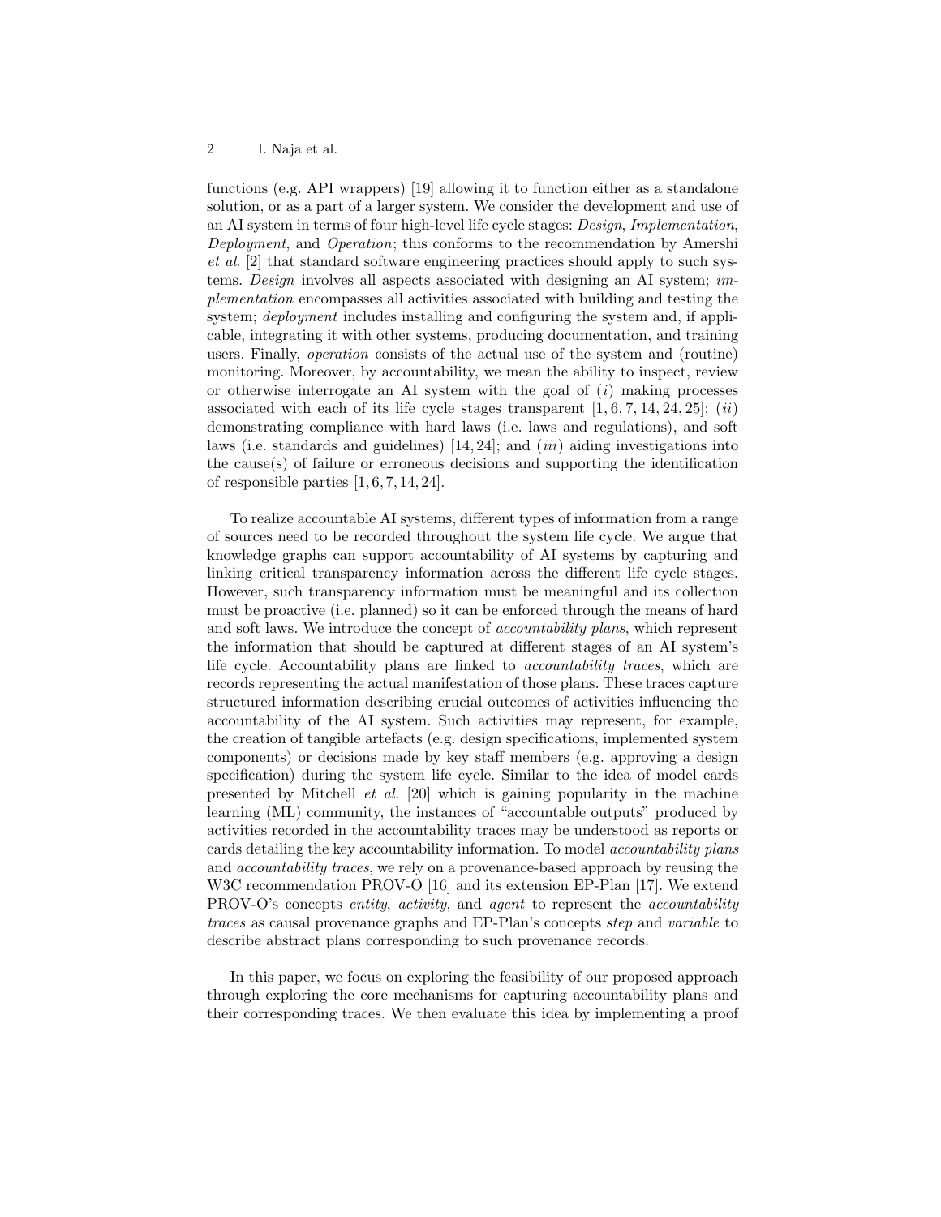functions (e.g. API wrappers) [19] allowing it to function either as a standalone solution, or as a part of a larger system. We consider the development and use of an AI system in terms of four high-level life cycle stages: *Design*, *Implementation*, *Deployment*, and *Operation*; this conforms to the recommendation by Amershi *et al*. [2] that standard software engineering practices should apply to such systems. *Design* involves all aspects associated with designing an AI system; *implementation* encompasses all activities associated with building and testing the system; *deployment* includes installing and configuring the system and, if applicable, integrating it with other systems, producing documentation, and training users. Finally, *operation* consists of the actual use of the system and (routine) monitoring. Moreover, by accountability, we mean the ability to inspect, review or otherwise interrogate an AI system with the goal of (*i*) making processes associated with each of its life cycle stages transparent [1, 6, 7, 14, 24, 25]; (*ii*) demonstrating compliance with hard laws (i.e. laws and regulations), and soft laws (i.e. standards and guidelines) [14, 24]; and (*iii*) aiding investigations into the cause(s) of failure or erroneous decisions and supporting the identification of responsible parties [1, 6, 7, 14, 24].

To realize accountable AI systems, different types of information from a range of sources need to be recorded throughout the system life cycle. We argue that knowledge graphs can support accountability of AI systems by capturing and linking critical transparency information across the different life cycle stages. However, such transparency information must be meaningful and its collection must be proactive (i.e. planned) so it can be enforced through the means of hard and soft laws. We introduce the concept of *accountability plans*, which represent the information that should be captured at different stages of an AI system's life cycle. Accountability plans are linked to *accountability traces*, which are records representing the actual manifestation of those plans. These traces capture structured information describing crucial outcomes of activities influencing the accountability of the AI system. Such activities may represent, for example, the creation of tangible artefacts (e.g. design specifications, implemented system components) or decisions made by key staff members (e.g. approving a design specification) during the system life cycle. Similar to the idea of model cards presented by Mitchell *et al.* [20] which is gaining popularity in the machine learning (ML) community, the instances of "accountable outputs" produced by activities recorded in the accountability traces may be understood as reports or cards detailing the key accountability information. To model *accountability plans* and *accountability traces*, we rely on a provenance-based approach by reusing the W3C recommendation PROV-O [16] and its extension EP-Plan [17]. We extend PROV-O's concepts *entity*, *activity*, and *agent* to represent the *accountability traces* as causal provenance graphs and EP-Plan's concepts *step* and *variable* to describe abstract plans corresponding to such provenance records.

In this paper, we focus on exploring the feasibility of our proposed approach through exploring the core mechanisms for capturing accountability plans and their corresponding traces. We then evaluate this idea by implementing a proof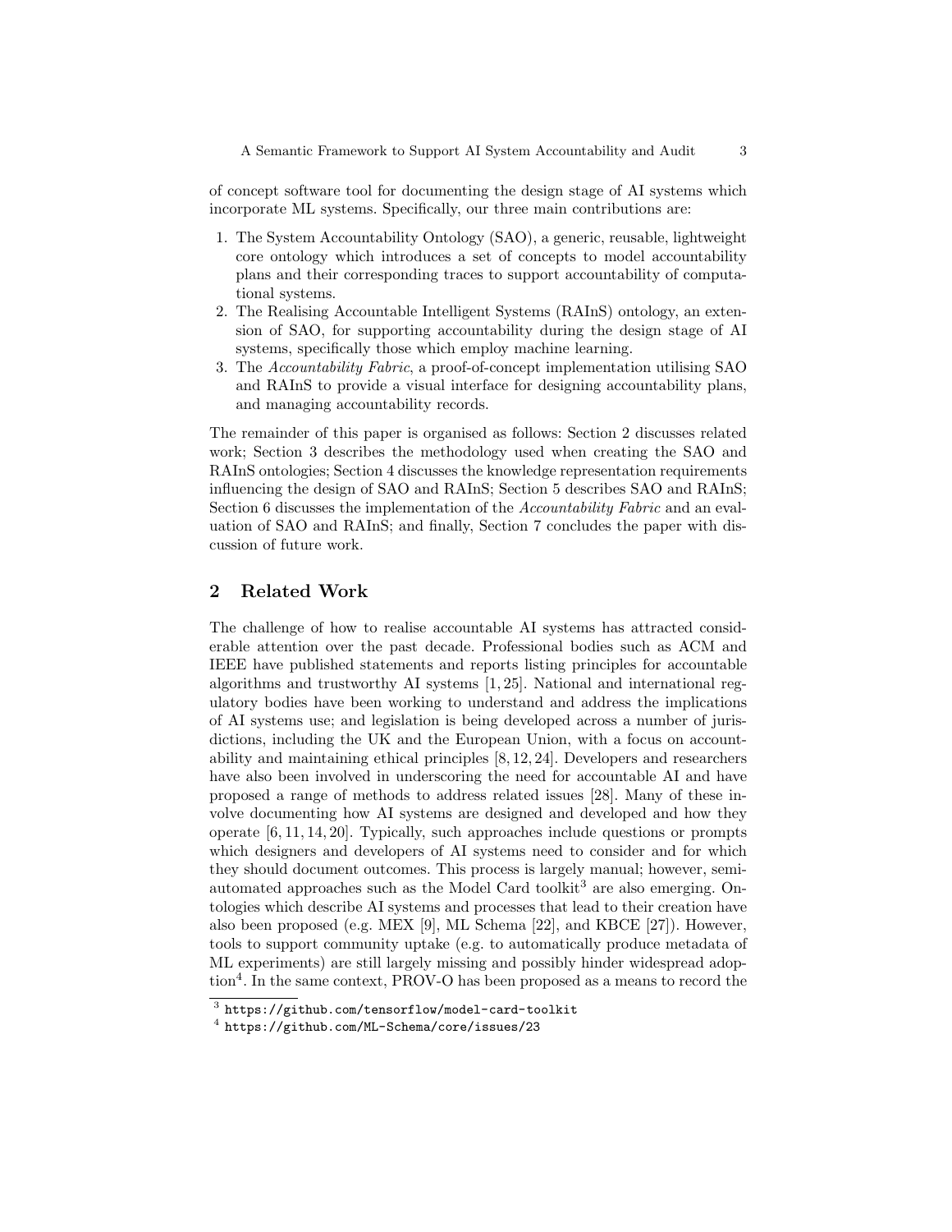of concept software tool for documenting the design stage of AI systems which incorporate ML systems. Specifically, our three main contributions are:

1. The System Accountability Ontology (SAO), a generic, reusable, lightweight core ontology which introduces a set of concepts to model accountability plans and their corresponding traces to support accountability of computational systems.
2. The Realising Accountable Intelligent Systems (RAInS) ontology, an extension of SAO, for supporting accountability during the design stage of AI systems, specifically those which employ machine learning.
3. The *Accountability Fabric*, a proof-of-concept implementation utilising SAO and RAInS to provide a visual interface for designing accountability plans, and managing accountability records.

The remainder of this paper is organised as follows: Section 2 discusses related work; Section 3 describes the methodology used when creating the SAO and RAInS ontologies; Section 4 discusses the knowledge representation requirements influencing the design of SAO and RAInS; Section 5 describes SAO and RAInS; Section 6 discusses the implementation of the *Accountability Fabric* and an evaluation of SAO and RAInS; and finally, Section 7 concludes the paper with discussion of future work.

## 2 Related Work

The challenge of how to realise accountable AI systems has attracted considerable attention over the past decade. Professional bodies such as ACM and IEEE have published statements and reports listing principles for accountable algorithms and trustworthy AI systems [1, 25]. National and international regulatory bodies have been working to understand and address the implications of AI systems use; and legislation is being developed across a number of jurisdictions, including the UK and the European Union, with a focus on accountability and maintaining ethical principles [8, 12, 24]. Developers and researchers have also been involved in underscoring the need for accountable AI and have proposed a range of methods to address related issues [28]. Many of these involve documenting how AI systems are designed and developed and how they operate [6, 11, 14, 20]. Typically, such approaches include questions or prompts which designers and developers of AI systems need to consider and for which they should document outcomes. This process is largely manual; however, semi-automated approaches such as the Model Card toolkit[3] are also emerging. Ontologies which describe AI systems and processes that lead to their creation have also been proposed (e.g. MEX [9], ML Schema [22], and KBCE [27]). However, tools to support community uptake (e.g. to automatically produce metadata of ML experiments) are still largely missing and possibly hinder widespread adoption[4]. In the same context, PROV-O has been proposed as a means to record the

[3] https://github.com/tensorflow/model-card-toolkit

[4] https://github.com/ML-Schema/core/issues/23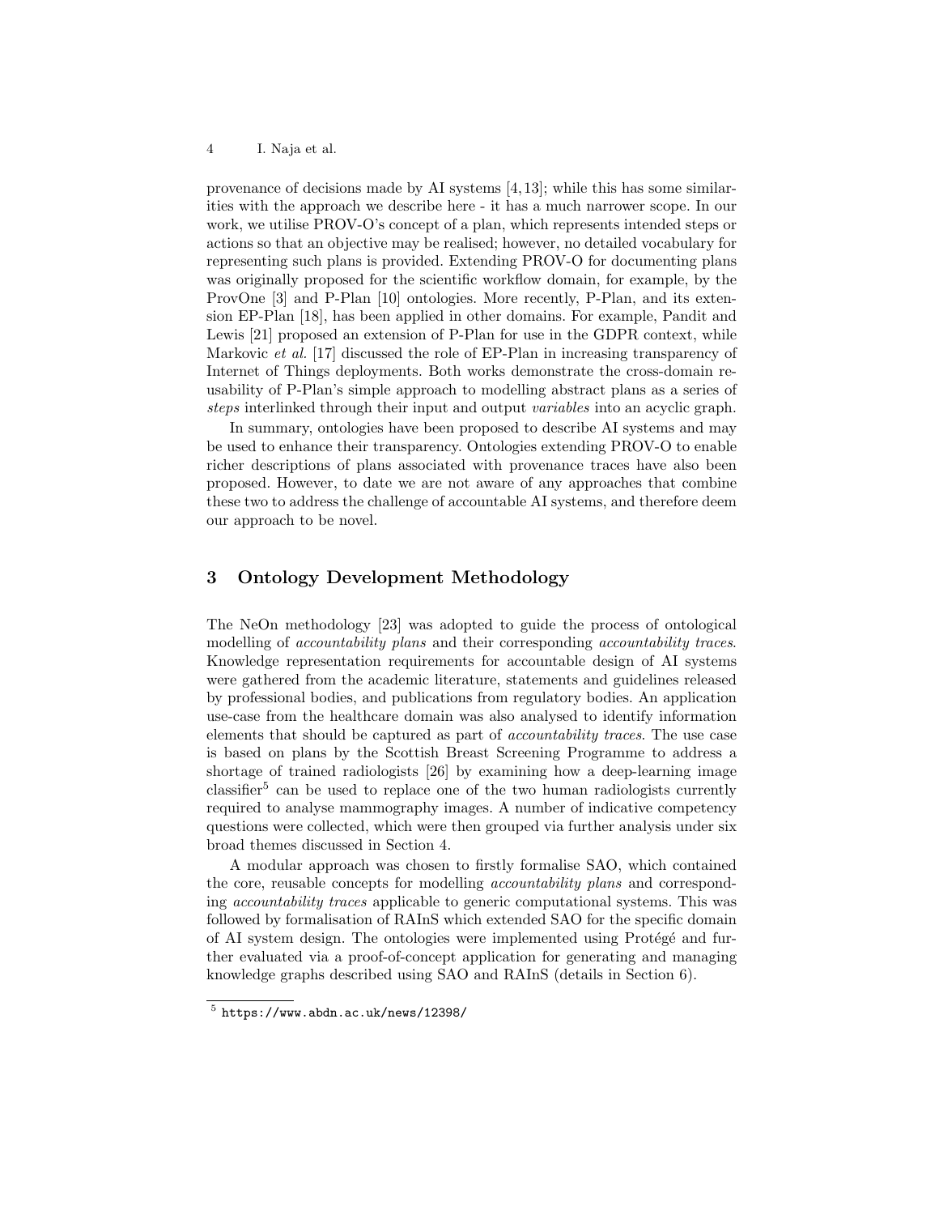provenance of decisions made by AI systems [4,13]; while this has some similarities with the approach we describe here - it has a much narrower scope. In our work, we utilise PROV-O's concept of a plan, which represents intended steps or actions so that an objective may be realised; however, no detailed vocabulary for representing such plans is provided. Extending PROV-O for documenting plans was originally proposed for the scientific workflow domain, for example, by the ProvOne [3] and P-Plan [10] ontologies. More recently, P-Plan, and its extension EP-Plan [18], has been applied in other domains. For example, Pandit and Lewis [21] proposed an extension of P-Plan for use in the GDPR context, while Markovic *et al.* [17] discussed the role of EP-Plan in increasing transparency of Internet of Things deployments. Both works demonstrate the cross-domain reusability of P-Plan's simple approach to modelling abstract plans as a series of *steps* interlinked through their input and output *variables* into an acyclic graph.

In summary, ontologies have been proposed to describe AI systems and may be used to enhance their transparency. Ontologies extending PROV-O to enable richer descriptions of plans associated with provenance traces have also been proposed. However, to date we are not aware of any approaches that combine these two to address the challenge of accountable AI systems, and therefore deem our approach to be novel.

## 3 Ontology Development Methodology

The NeOn methodology [23] was adopted to guide the process of ontological modelling of *accountability plans* and their corresponding *accountability traces*. Knowledge representation requirements for accountable design of AI systems were gathered from the academic literature, statements and guidelines released by professional bodies, and publications from regulatory bodies. An application use-case from the healthcare domain was also analysed to identify information elements that should be captured as part of *accountability traces*. The use case is based on plans by the Scottish Breast Screening Programme to address a shortage of trained radiologists [26] by examining how a deep-learning image classifier[5] can be used to replace one of the two human radiologists currently required to analyse mammography images. A number of indicative competency questions were collected, which were then grouped via further analysis under six broad themes discussed in Section 4.

A modular approach was chosen to firstly formalise SAO, which contained the core, reusable concepts for modelling *accountability plans* and corresponding *accountability traces* applicable to generic computational systems. This was followed by formalisation of RAInS which extended SAO for the specific domain of AI system design. The ontologies were implemented using Protégé and further evaluated via a proof-of-concept application for generating and managing knowledge graphs described using SAO and RAInS (details in Section 6).

[5] https://www.abdn.ac.uk/news/12398/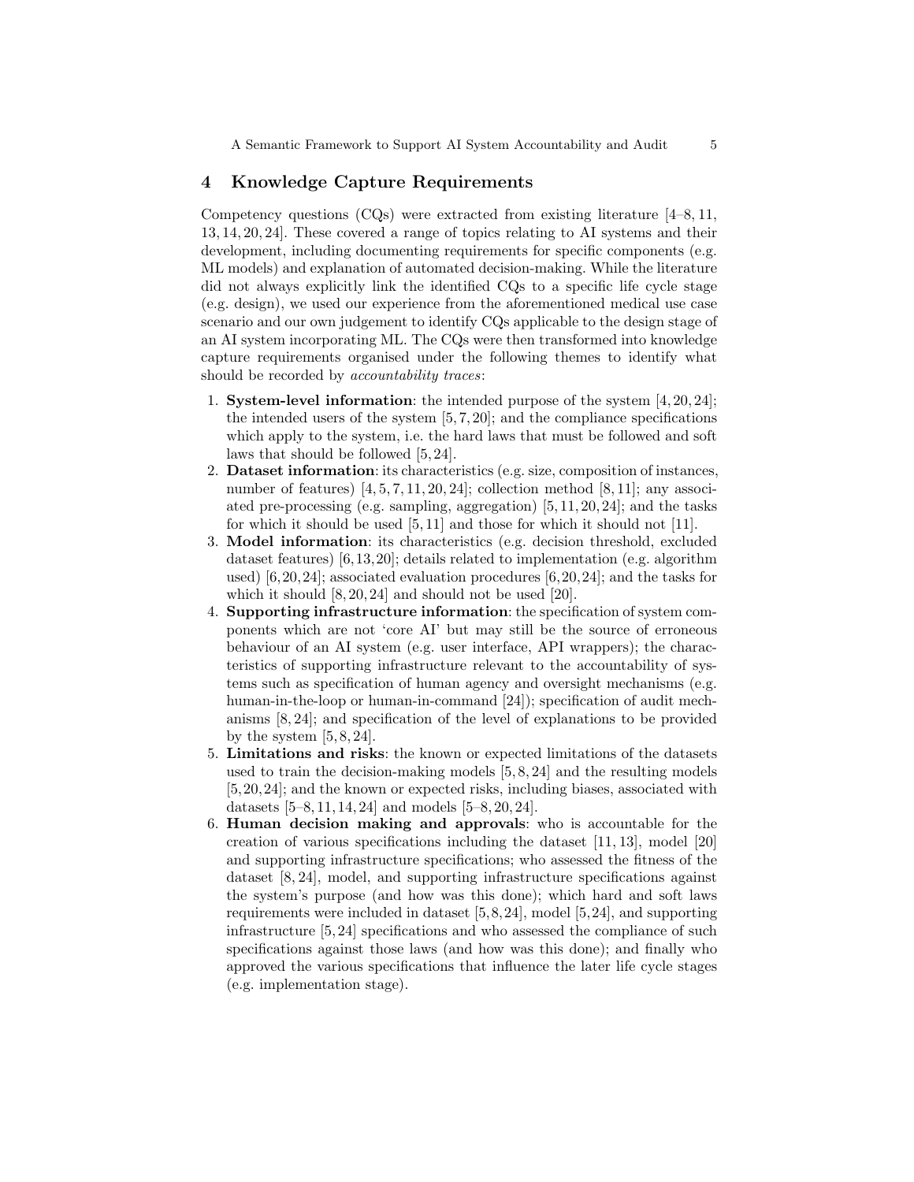## 4 Knowledge Capture Requirements

Competency questions (CQs) were extracted from existing literature [4–8, 11, 13, 14, 20, 24]. These covered a range of topics relating to AI systems and their development, including documenting requirements for specific components (e.g. ML models) and explanation of automated decision-making. While the literature did not always explicitly link the identified CQs to a specific life cycle stage (e.g. design), we used our experience from the aforementioned medical use case scenario and our own judgement to identify CQs applicable to the design stage of an AI system incorporating ML. The CQs were then transformed into knowledge capture requirements organised under the following themes to identify what should be recorded by *accountability traces*:

1. **System-level information**: the intended purpose of the system [4, 20, 24]; the intended users of the system [5, 7, 20]; and the compliance specifications which apply to the system, i.e. the hard laws that must be followed and soft laws that should be followed [5, 24].
2. **Dataset information**: its characteristics (e.g. size, composition of instances, number of features) [4, 5, 7, 11, 20, 24]; collection method [8, 11]; any associated pre-processing (e.g. sampling, aggregation) [5, 11, 20, 24]; and the tasks for which it should be used [5, 11] and those for which it should not [11].
3. **Model information**: its characteristics (e.g. decision threshold, excluded dataset features) [6, 13, 20]; details related to implementation (e.g. algorithm used) [6, 20, 24]; associated evaluation procedures [6, 20, 24]; and the tasks for which it should [8, 20, 24] and should not be used [20].
4. **Supporting infrastructure information**: the specification of system components which are not 'core AI' but may still be the source of erroneous behaviour of an AI system (e.g. user interface, API wrappers); the characteristics of supporting infrastructure relevant to the accountability of systems such as specification of human agency and oversight mechanisms (e.g. human-in-the-loop or human-in-command [24]); specification of audit mechanisms [8, 24]; and specification of the level of explanations to be provided by the system [5, 8, 24].
5. **Limitations and risks**: the known or expected limitations of the datasets used to train the decision-making models [5, 8, 24] and the resulting models [5, 20, 24]; and the known or expected risks, including biases, associated with datasets [5–8, 11, 14, 24] and models [5–8, 20, 24].
6. **Human decision making and approvals**: who is accountable for the creation of various specifications including the dataset [11, 13], model [20] and supporting infrastructure specifications; who assessed the fitness of the dataset [8, 24], model, and supporting infrastructure specifications against the system's purpose (and how was this done); which hard and soft laws requirements were included in dataset [5, 8, 24], model [5, 24], and supporting infrastructure [5, 24] specifications and who assessed the compliance of such specifications against those laws (and how was this done); and finally who approved the various specifications that influence the later life cycle stages (e.g. implementation stage).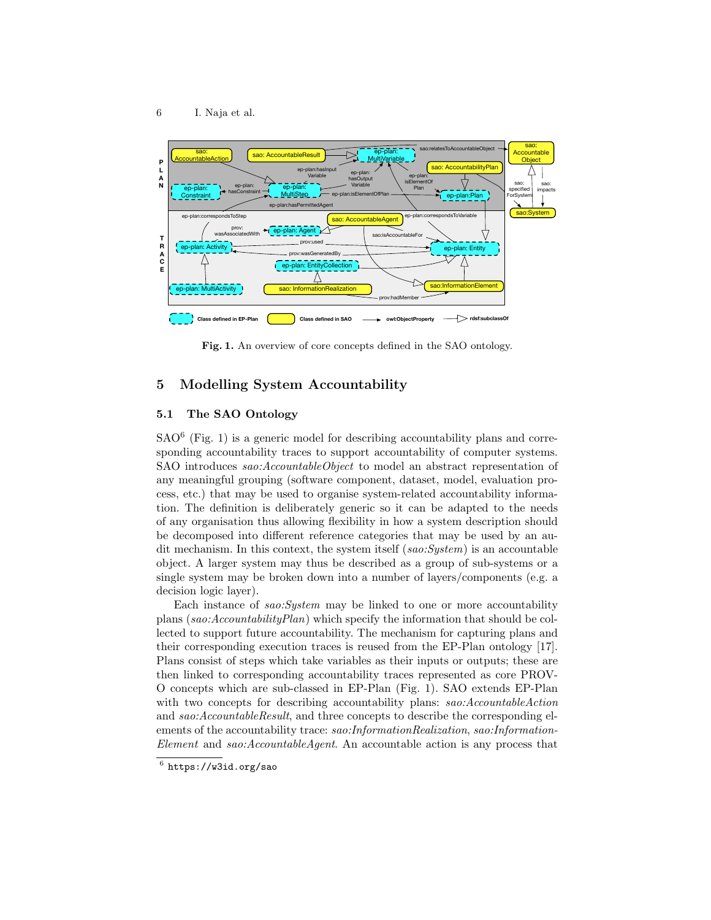**Fig. 1.** An overview of core concepts defined in the SAO ontology.

## 5 Modelling System Accountability

### 5.1 The SAO Ontology

SAO[6] (Fig. 1) is a generic model for describing accountability plans and corresponding accountability traces to support accountability of computer systems. SAO introduces *sao:AccountableObject* to model an abstract representation of any meaningful grouping (software component, dataset, model, evaluation process, etc.) that may be used to organise system-related accountability information. The definition is deliberately generic so it can be adapted to the needs of any organisation thus allowing flexibility in how a system description should be decomposed into different reference categories that may be used by an audit mechanism. In this context, the system itself (*sao:System*) is an accountable object. A larger system may thus be described as a group of sub-systems or a single system may be broken down into a number of layers/components (e.g. a decision logic layer).

Each instance of *sao:System* may be linked to one or more accountability plans (*sao:AccountabilityPlan*) which specify the information that should be collected to support future accountability. The mechanism for capturing plans and their corresponding execution traces is reused from the EP-Plan ontology [17]. Plans consist of steps which take variables as their inputs or outputs; these are then linked to corresponding accountability traces represented as core PROV-O concepts which are sub-classed in EP-Plan (Fig. 1). SAO extends EP-Plan with two concepts for describing accountability plans: *sao:AccountableAction* and *sao:AccountableResult*, and three concepts to describe the corresponding elements of the accountability trace: *sao:InformationRealization*, *sao:InformationElement* and *sao:AccountableAgent*. An accountable action is any process that

[6] https://w3id.org/sao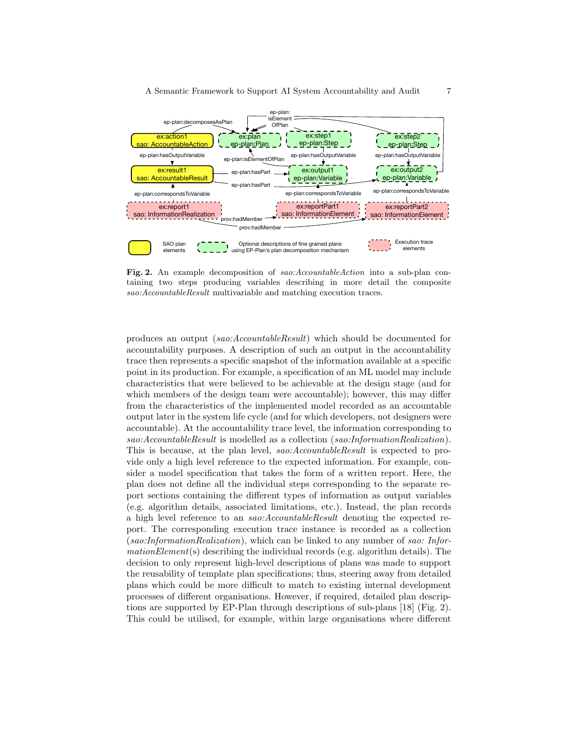**Fig. 2.** An example decomposition of *sao:AccountableAction* into a sub-plan containing two steps producing variables describing in more detail the composite *sao:AccountableResult* multivariable and matching execution traces.

produces an output (*sao:AccountableResult*) which should be documented for accountability purposes. A description of such an output in the accountability trace then represents a specific snapshot of the information available at a specific point in its production. For example, a specification of an ML model may include characteristics that were believed to be achievable at the design stage (and for which members of the design team were accountable); however, this may differ from the characteristics of the implemented model recorded as an accountable output later in the system life cycle (and for which developers, not designers were accountable). At the accountability trace level, the information corresponding to *sao:AccountableResult* is modelled as a collection (*sao:InformationRealization*). This is because, at the plan level, *sao:AccountableResult* is expected to provide only a high level reference to the expected information. For example, consider a model specification that takes the form of a written report. Here, the plan does not define all the individual steps corresponding to the separate report sections containing the different types of information as output variables (e.g. algorithm details, associated limitations, etc.). Instead, the plan records a high level reference to an *sao:AccountableResult* denoting the expected report. The corresponding execution trace instance is recorded as a collection (*sao:InformationRealization*), which can be linked to any number of *sao: InformationElement*(s) describing the individual records (e.g. algorithm details). The decision to only represent high-level descriptions of plans was made to support the reusability of template plan specifications; thus, steering away from detailed plans which could be more difficult to match to existing internal development processes of different organisations. However, if required, detailed plan descriptions are supported by EP-Plan through descriptions of sub-plans [18] (Fig. 2). This could be utilised, for example, within large organisations where different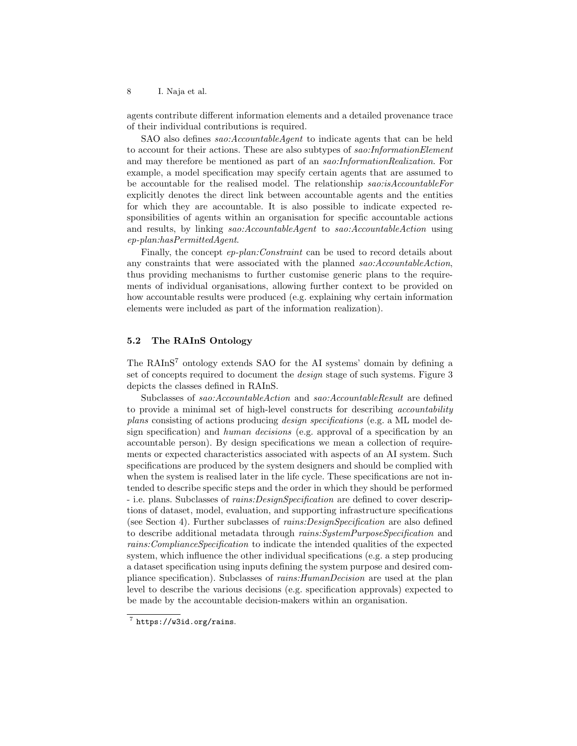agents contribute different information elements and a detailed provenance trace of their individual contributions is required.

SAO also defines *sao:AccountableAgent* to indicate agents that can be held to account for their actions. These are also subtypes of *sao:InformationElement* and may therefore be mentioned as part of an *sao:InformationRealization*. For example, a model specification may specify certain agents that are assumed to be accountable for the realised model. The relationship *sao:isAccountableFor* explicitly denotes the direct link between accountable agents and the entities for which they are accountable. It is also possible to indicate expected responsibilities of agents within an organisation for specific accountable actions and results, by linking *sao:AccountableAgent* to *sao:AccountableAction* using *ep-plan:hasPermittedAgent*.

Finally, the concept *ep-plan:Constraint* can be used to record details about any constraints that were associated with the planned *sao:AccountableAction*, thus providing mechanisms to further customise generic plans to the requirements of individual organisations, allowing further context to be provided on how accountable results were produced (e.g. explaining why certain information elements were included as part of the information realization).

### 5.2 The RAInS Ontology

The RAInS[7] ontology extends SAO for the AI systems' domain by defining a set of concepts required to document the *design* stage of such systems. Figure 3 depicts the classes defined in RAInS.

Subclasses of *sao:AccountableAction* and *sao:AccountableResult* are defined to provide a minimal set of high-level constructs for describing *accountability plans* consisting of actions producing *design specifications* (e.g. a ML model design specification) and *human decisions* (e.g. approval of a specification by an accountable person). By design specifications we mean a collection of requirements or expected characteristics associated with aspects of an AI system. Such specifications are produced by the system designers and should be complied with when the system is realised later in the life cycle. These specifications are not intended to describe specific steps and the order in which they should be performed - i.e. plans. Subclasses of *rains:DesignSpecification* are defined to cover descriptions of dataset, model, evaluation, and supporting infrastructure specifications (see Section 4). Further subclasses of *rains:DesignSpecification* are also defined to describe additional metadata through *rains:SystemPurposeSpecification* and *rains:ComplianceSpecification* to indicate the intended qualities of the expected system, which influence the other individual specifications (e.g. a step producing a dataset specification using inputs defining the system purpose and desired compliance specification). Subclasses of *rains:HumanDecision* are used at the plan level to describe the various decisions (e.g. specification approvals) expected to be made by the accountable decision-makers within an organisation.

[7] https://w3id.org/rains.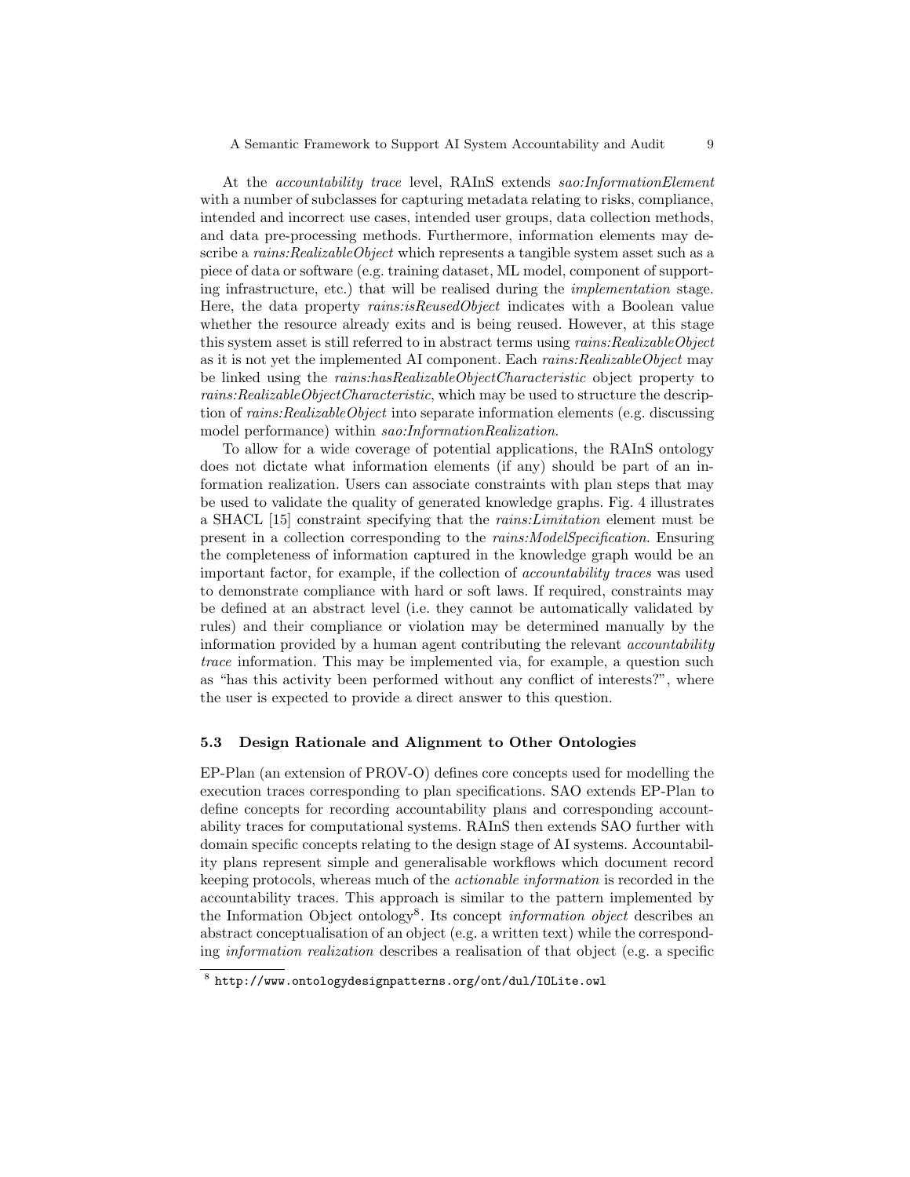At the *accountability trace* level, RAInS extends *sao:InformationElement* with a number of subclasses for capturing metadata relating to risks, compliance, intended and incorrect use cases, intended user groups, data collection methods, and data pre-processing methods. Furthermore, information elements may describe a *rains:RealizableObject* which represents a tangible system asset such as a piece of data or software (e.g. training dataset, ML model, component of supporting infrastructure, etc.) that will be realised during the *implementation* stage. Here, the data property *rains:isReusedObject* indicates with a Boolean value whether the resource already exits and is being reused. However, at this stage this system asset is still referred to in abstract terms using *rains:RealizableObject* as it is not yet the implemented AI component. Each *rains:RealizableObject* may be linked using the *rains:hasRealizableObjectCharacteristic* object property to *rains:RealizableObjectCharacteristic*, which may be used to structure the description of *rains:RealizableObject* into separate information elements (e.g. discussing model performance) within *sao:InformationRealization*.

To allow for a wide coverage of potential applications, the RAInS ontology does not dictate what information elements (if any) should be part of an information realization. Users can associate constraints with plan steps that may be used to validate the quality of generated knowledge graphs. Fig. 4 illustrates a SHACL [15] constraint specifying that the *rains:Limitation* element must be present in a collection corresponding to the *rains:ModelSpecification*. Ensuring the completeness of information captured in the knowledge graph would be an important factor, for example, if the collection of *accountability traces* was used to demonstrate compliance with hard or soft laws. If required, constraints may be defined at an abstract level (i.e. they cannot be automatically validated by rules) and their compliance or violation may be determined manually by the information provided by a human agent contributing the relevant *accountability trace* information. This may be implemented via, for example, a question such as "has this activity been performed without any conflict of interests?", where the user is expected to provide a direct answer to this question.

### 5.3 Design Rationale and Alignment to Other Ontologies

EP-Plan (an extension of PROV-O) defines core concepts used for modelling the execution traces corresponding to plan specifications. SAO extends EP-Plan to define concepts for recording accountability plans and corresponding accountability traces for computational systems. RAInS then extends SAO further with domain specific concepts relating to the design stage of AI systems. Accountability plans represent simple and generalisable workflows which document record keeping protocols, whereas much of the *actionable information* is recorded in the accountability traces. This approach is similar to the pattern implemented by the Information Object ontology[8]. Its concept *information object* describes an abstract conceptualisation of an object (e.g. a written text) while the corresponding *information realization* describes a realisation of that object (e.g. a specific

[8] `http://www.ontologydesignpatterns.org/ont/dul/IOLite.owl`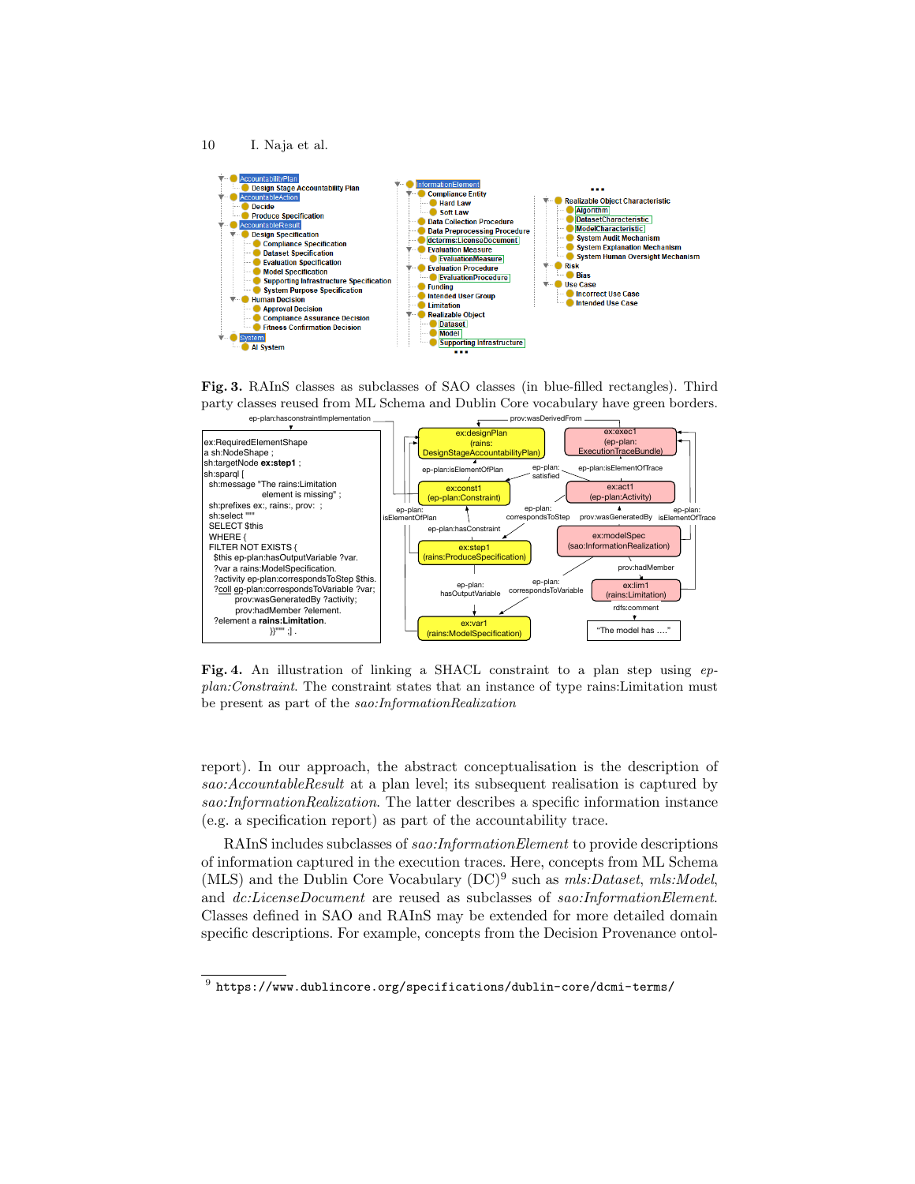**Fig. 3.** RAInS classes as subclasses of SAO classes (in blue-filled rectangles). Third party classes reused from ML Schema and Dublin Core vocabulary have green borders.

```
ex:RequiredElementShape
a sh:NodeShape ;
sh:targetNode ex:step1 ;
sh:sparql [
  sh:message "The rains:Limitation
            element is missing" ;
  sh:prefixes ex:, rains:, prov: ;
  sh:select """
  SELECT $this
  WHERE {
  FILTER NOT EXISTS {
    $this ep-plan:hasOutputVariable ?var.
    ?var a rains:ModelSpecification.
    ?activity ep-plan:correspondsToStep $this.
    ?coll ep-plan:correspondsToVariable ?var;
          prov:wasGeneratedBy ?activity;
          prov:hadMember ?element.
    ?element a rains:Limitation.
                }}""" ;] .
```

**Fig. 4.** An illustration of linking a SHACL constraint to a plan step using *ep-plan:Constraint*. The constraint states that an instance of type rains:Limitation must be present as part of the *sao:InformationRealization*

report). In our approach, the abstract conceptualisation is the description of *sao:AccountableResult* at a plan level; its subsequent realisation is captured by *sao:InformationRealization*. The latter describes a specific information instance (e.g. a specification report) as part of the accountability trace.

RAInS includes subclasses of *sao:InformationElement* to provide descriptions of information captured in the execution traces. Here, concepts from ML Schema (MLS) and the Dublin Core Vocabulary (DC)[9] such as *mls:Dataset*, *mls:Model*, and *dc:LicenseDocument* are reused as subclasses of *sao:InformationElement*. Classes defined in SAO and RAInS may be extended for more detailed domain specific descriptions. For example, concepts from the Decision Provenance ontol-

[9] https://www.dublincore.org/specifications/dublin-core/dcmi-terms/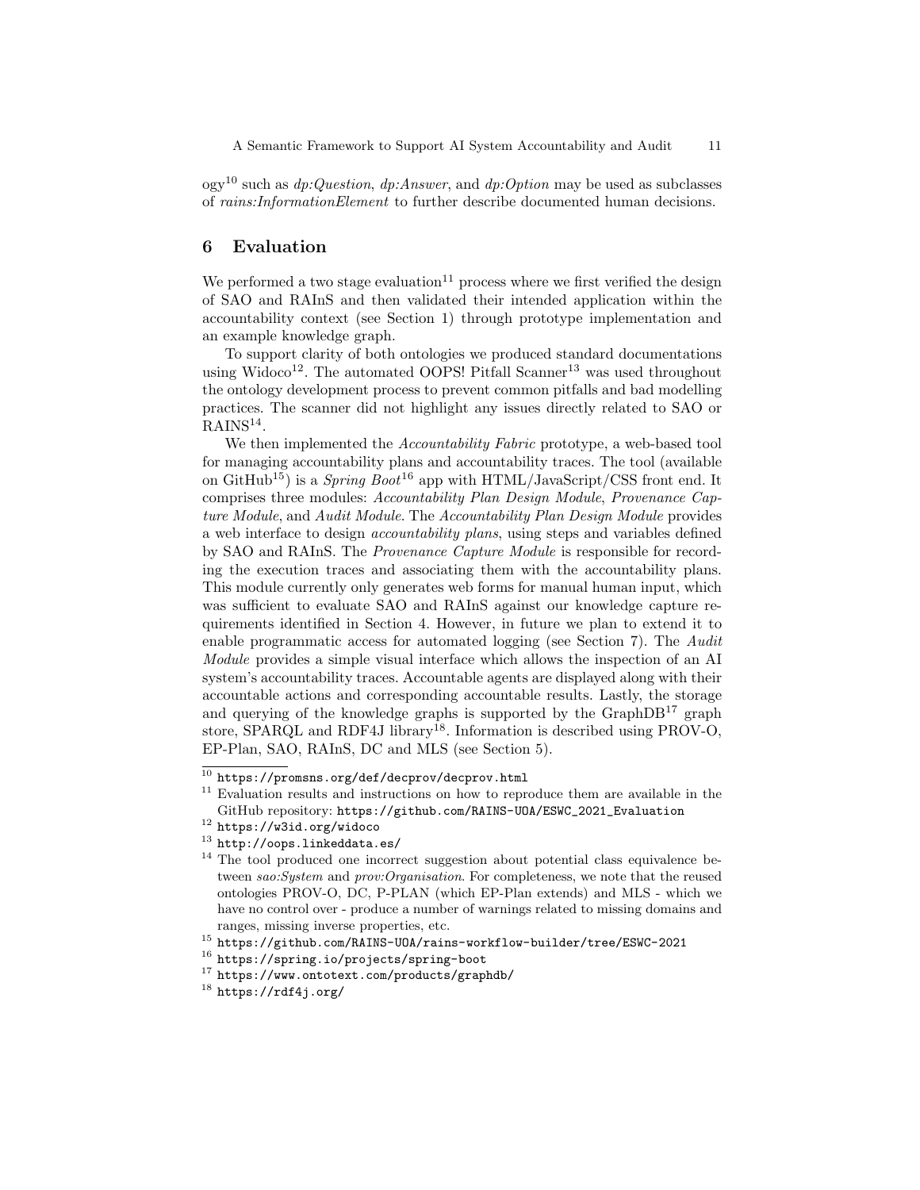ogy[10] such as *dp:Question*, *dp:Answer*, and *dp:Option* may be used as subclasses of *rains:InformationElement* to further describe documented human decisions.

## 6 Evaluation

We performed a two stage evaluation[11] process where we first verified the design of SAO and RAInS and then validated their intended application within the accountability context (see Section 1) through prototype implementation and an example knowledge graph.

To support clarity of both ontologies we produced standard documentations using Widoco[12]. The automated OOPS! Pitfall Scanner[13] was used throughout the ontology development process to prevent common pitfalls and bad modelling practices. The scanner did not highlight any issues directly related to SAO or RAINS[14].

We then implemented the *Accountability Fabric* prototype, a web-based tool for managing accountability plans and accountability traces. The tool (available on GitHub[15]) is a *Spring Boot*[16] app with HTML/JavaScript/CSS front end. It comprises three modules: *Accountability Plan Design Module*, *Provenance Capture Module*, and *Audit Module*. The *Accountability Plan Design Module* provides a web interface to design *accountability plans*, using steps and variables defined by SAO and RAInS. The *Provenance Capture Module* is responsible for recording the execution traces and associating them with the accountability plans. This module currently only generates web forms for manual human input, which was sufficient to evaluate SAO and RAInS against our knowledge capture requirements identified in Section 4. However, in future we plan to extend it to enable programmatic access for automated logging (see Section 7). The *Audit Module* provides a simple visual interface which allows the inspection of an AI system's accountability traces. Accountable agents are displayed along with their accountable actions and corresponding accountable results. Lastly, the storage and querying of the knowledge graphs is supported by the GraphDB[17] graph store, SPARQL and RDF4J library[18]. Information is described using PROV-O, EP-Plan, SAO, RAInS, DC and MLS (see Section 5).

---

[10] https://promsns.org/def/decprov/decprov.html

[11] Evaluation results and instructions on how to reproduce them are available in the GitHub repository: https://github.com/RAINS-UOA/ESWC_2021_Evaluation

[12] https://w3id.org/widoco

[13] http://oops.linkeddata.es/

[14] The tool produced one incorrect suggestion about potential class equivalence between *sao:System* and *prov:Organisation*. For completeness, we note that the reused ontologies PROV-O, DC, P-PLAN (which EP-Plan extends) and MLS - which we have no control over - produce a number of warnings related to missing domains and ranges, missing inverse properties, etc.

[15] https://github.com/RAINS-UOA/rains-workflow-builder/tree/ESWC-2021

[16] https://spring.io/projects/spring-boot

[17] https://www.ontotext.com/products/graphdb/

[18] https://rdf4j.org/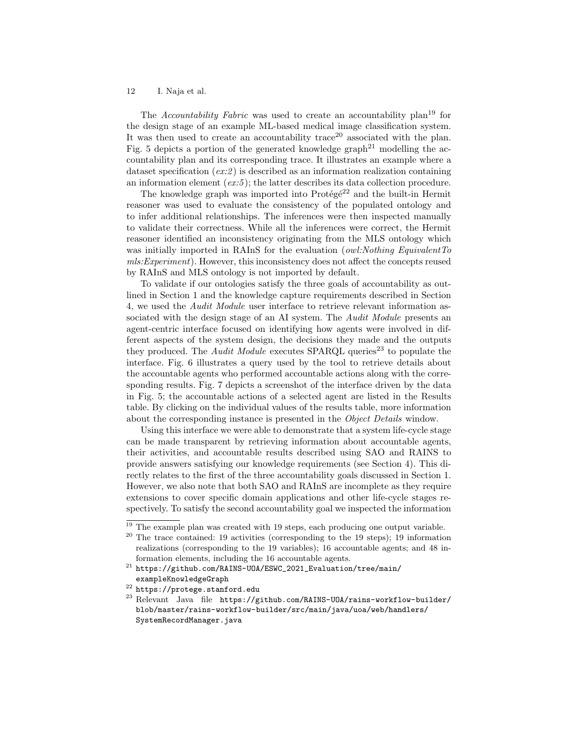The *Accountability Fabric* was used to create an accountability plan[19] for the design stage of an example ML-based medical image classification system. It was then used to create an accountability trace[20] associated with the plan. Fig. 5 depicts a portion of the generated knowledge graph[21] modelling the accountability plan and its corresponding trace. It illustrates an example where a dataset specification (*ex:2*) is described as an information realization containing an information element (*ex:5*); the latter describes its data collection procedure.

The knowledge graph was imported into Protégé[22] and the built-in Hermit reasoner was used to evaluate the consistency of the populated ontology and to infer additional relationships. The inferences were then inspected manually to validate their correctness. While all the inferences were correct, the Hermit reasoner identified an inconsistency originating from the MLS ontology which was initially imported in RAInS for the evaluation (*owl:Nothing EquivalentTo mls:Experiment*). However, this inconsistency does not affect the concepts reused by RAInS and MLS ontology is not imported by default.

To validate if our ontologies satisfy the three goals of accountability as outlined in Section 1 and the knowledge capture requirements described in Section 4, we used the *Audit Module* user interface to retrieve relevant information associated with the design stage of an AI system. The *Audit Module* presents an agent-centric interface focused on identifying how agents were involved in different aspects of the system design, the decisions they made and the outputs they produced. The *Audit Module* executes SPARQL queries[23] to populate the interface. Fig. 6 illustrates a query used by the tool to retrieve details about the accountable agents who performed accountable actions along with the corresponding results. Fig. 7 depicts a screenshot of the interface driven by the data in Fig. 5; the accountable actions of a selected agent are listed in the Results table. By clicking on the individual values of the results table, more information about the corresponding instance is presented in the *Object Details* window.

Using this interface we were able to demonstrate that a system life-cycle stage can be made transparent by retrieving information about accountable agents, their activities, and accountable results described using SAO and RAINS to provide answers satisfying our knowledge requirements (see Section 4). This directly relates to the first of the three accountability goals discussed in Section 1. However, we also note that both SAO and RAInS are incomplete as they require extensions to cover specific domain applications and other life-cycle stages respectively. To satisfy the second accountability goal we inspected the information

---

[19] The example plan was created with 19 steps, each producing one output variable.

[20] The trace contained: 19 activities (corresponding to the 19 steps); 19 information realizations (corresponding to the 19 variables); 16 accountable agents; and 48 information elements, including the 16 accountable agents.

[21] `https://github.com/RAINS-UOA/ESWC_2021_Evaluation/tree/main/exampleKnowledgeGraph`

[22] `https://protege.stanford.edu`

[23] Relevant Java file `https://github.com/RAINS-UOA/rains-workflow-builder/blob/master/rains-workflow-builder/src/main/java/uoa/web/handlers/SystemRecordManager.java`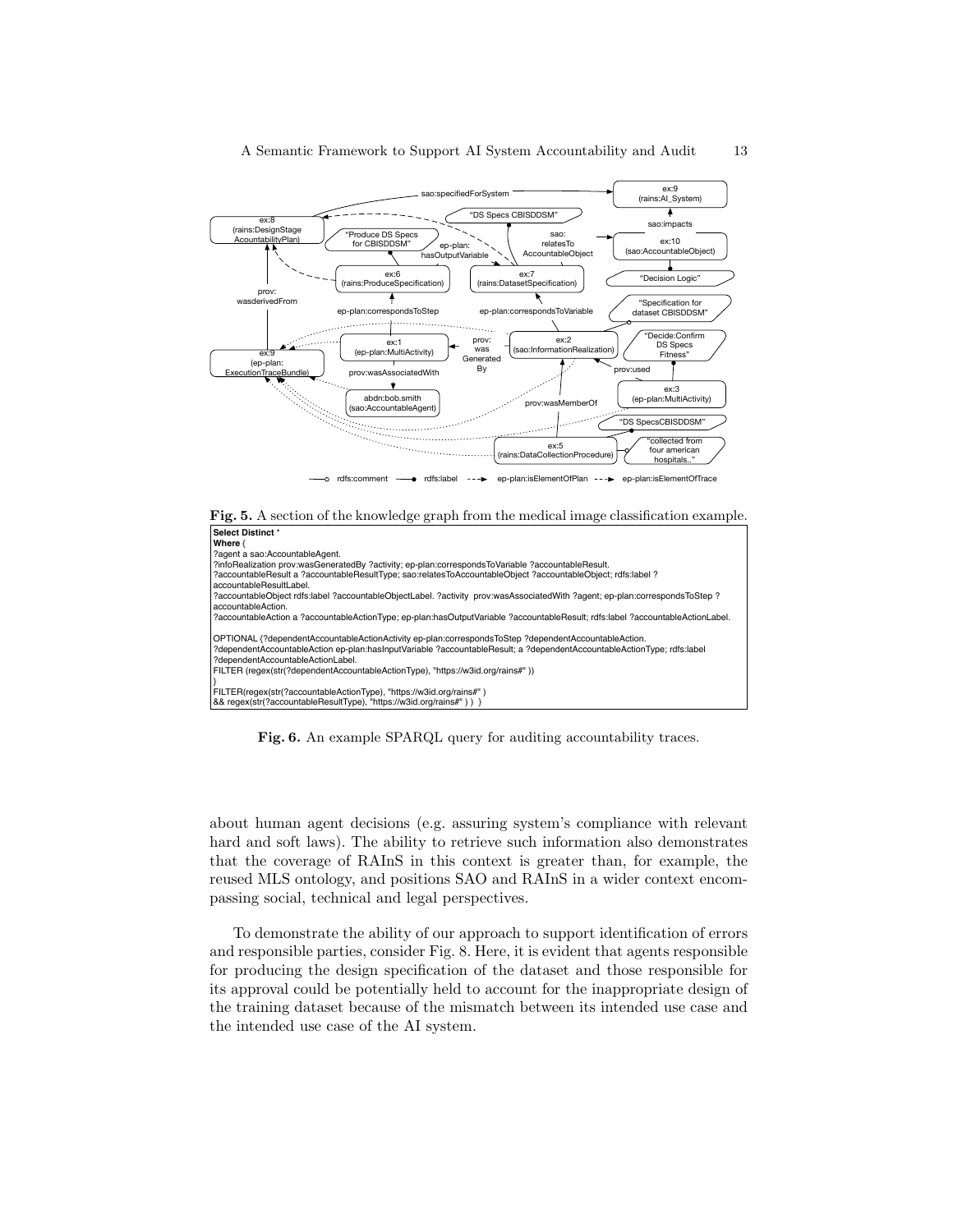**Fig. 5.** A section of the knowledge graph from the medical image classification example.

```
Select Distinct *
Where {
?agent a sao:AccountableAgent.
?infoRealization prov:wasGeneratedBy ?activity; ep-plan:correspondsToVariable ?accountableResult.
?accountableResult a ?accountableResultType; sao:relatesToAccountableObject ?accountableObject; rdfs:label ?
accountableResultLabel.
?accountableObject rdfs:label ?accountableObjectLabel. ?activity  prov:wasAssociatedWith ?agent; ep-plan:correspondsToStep ?
accountableAction.
?accountableAction a ?accountableActionType; ep-plan:hasOutputVariable ?accountableResult; rdfs:label ?accountableActionLabel.

OPTIONAL {?dependentAccountableActionActivity ep-plan:correspondsToStep ?dependentAccountableAction.
?dependentAccountableAction ep-plan:hasInputVariable ?accountableResult; a ?dependentAccountableActionType; rdfs:label
?dependentAccountableActionLabel.
FILTER (regex(str(?dependentAccountableActionType), "https://w3id.org/rains#" ))
}
FILTER(regex(str(?accountableActionType), "https://w3id.org/rains#" )
&& regex(str(?accountableResultType), "https://w3id.org/rains#" ) )  }
```

**Fig. 6.** An example SPARQL query for auditing accountability traces.

about human agent decisions (e.g. assuring system's compliance with relevant hard and soft laws). The ability to retrieve such information also demonstrates that the coverage of RAInS in this context is greater than, for example, the reused MLS ontology, and positions SAO and RAInS in a wider context encompassing social, technical and legal perspectives.

To demonstrate the ability of our approach to support identification of errors and responsible parties, consider Fig. 8. Here, it is evident that agents responsible for producing the design specification of the dataset and those responsible for its approval could be potentially held to account for the inappropriate design of the training dataset because of the mismatch between its intended use case and the intended use case of the AI system.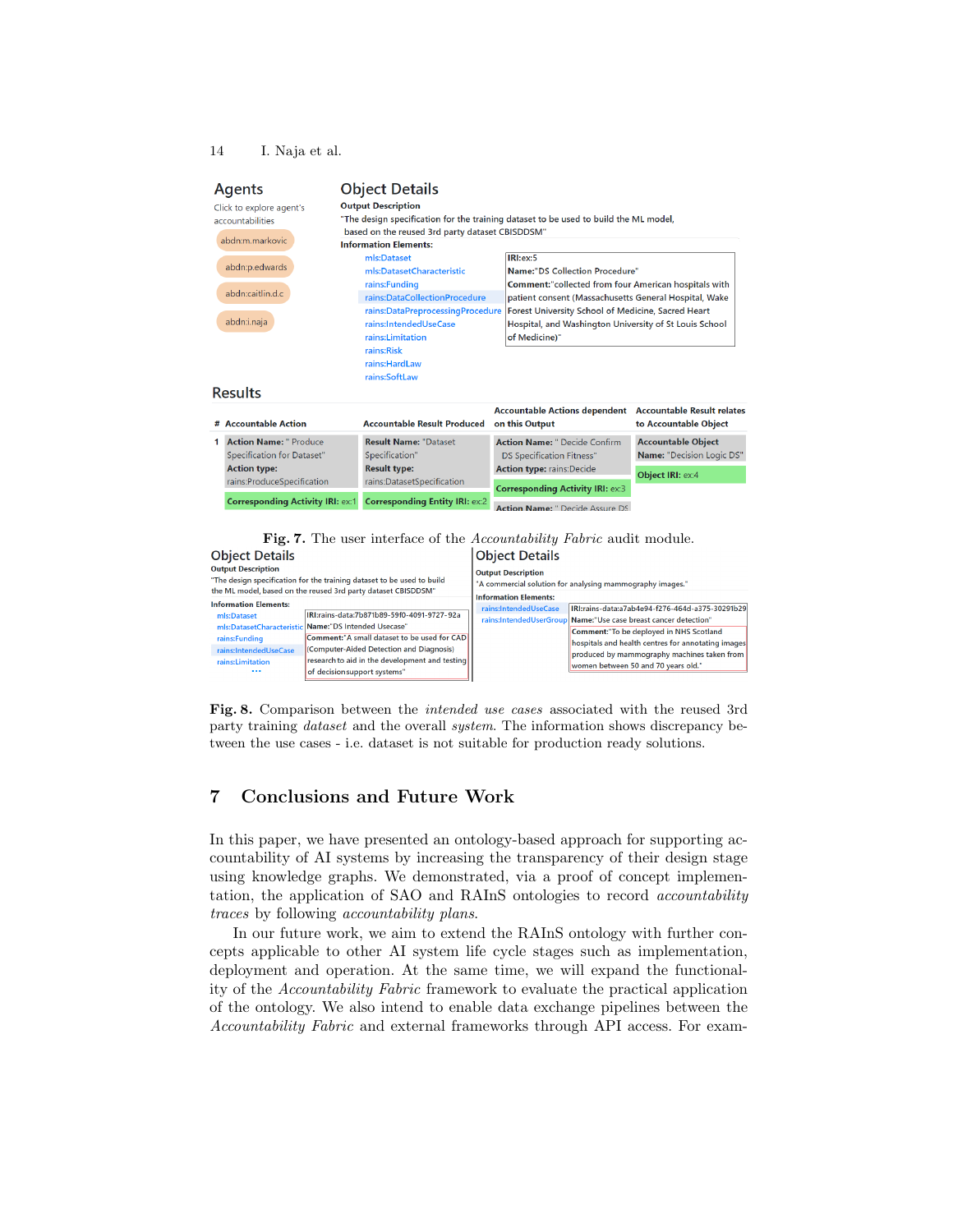Agents

Click to explore agent's accountabilities

abdn:m.markovic

abdn:p.edwards

abdn:caitlin.d.c

abdn:i.naja

Object Details

Output Description

"The design specification for the training dataset to be used to build the ML model, based on the reused 3rd party dataset CBISDDSM"

Information Elements:

mls:Dataset
mls:DatasetCharacteristic
rains:Funding
rains:DataCollectionProcedure
rains:DataPreprocessingProcedure
rains:IntendedUseCase
rains:Limitation
rains:Risk
rains:HardLaw
rains:SoftLaw

IRI:ex:5
Name:"DS Collection Procedure"
Comment:"collected from four American hospitals with patient consent (Massachusetts General Hospital, Wake Forest University School of Medicine, Sacred Heart Hospital, and Washington University of St Louis School of Medicine)"

Results

| # | Accountable Action | Accountable Result Produced | Accountable Actions dependent on this Output | Accountable Result relates to Accountable Object |
|---|---|---|---|---|
| 1 | Action Name: " Produce Specification for Dataset" Action type: rains:ProduceSpecification | Result Name: "Dataset Specification" Result type: rains:DatasetSpecification | Action Name: " Decide Confirm DS Specification Fitness" Action type: rains:Decide | Accountable Object Name: "Decision Logic DS" |
| | Corresponding Activity IRI: ex:1 | Corresponding Entity IRI: ex:2 | Corresponding Activity IRI: ex:3 | Object IRI: ex:4 |
| | | | Action Name: " Decide Assure DS | |

**Fig. 7.** The user interface of the *Accountability Fabric* audit module.

Object Details

Output Description

"The design specification for the training dataset to be used to build the ML model, based on the reused 3rd party dataset CBISDDSM"

Information Elements:

mls:Dataset
mls:DatasetCharacteristic
rains:Funding
rains:IntendedUseCase
rains:Limitation
...

IRI:rains-data:7b871b89-59f0-4091-9727-92a
Name:"DS Intended Usecase"
Comment:"A small dataset to be used for CAD (Computer-Aided Detection and Diagnosis) research to aid in the development and testing of decisionsupport systems"

Object Details

Output Description

"A commercial solution for analysing mammography images."

Information Elements:

rains:IntendedUseCase
rains:IntendedUserGroup

IRI:rains-data:a7ab4e94-f276-464d-a375-30291b29
Name:"Use case breast cancer detection"
Comment:"To be deployed in NHS Scotland hospitals and health centres for annotating images produced by mammography machines taken from women between 50 and 70 years old."

**Fig. 8.** Comparison between the *intended use cases* associated with the reused 3rd party training *dataset* and the overall *system*. The information shows discrepancy between the use cases - i.e. dataset is not suitable for production ready solutions.

## 7 Conclusions and Future Work

In this paper, we have presented an ontology-based approach for supporting accountability of AI systems by increasing the transparency of their design stage using knowledge graphs. We demonstrated, via a proof of concept implementation, the application of SAO and RAInS ontologies to record *accountability traces* by following *accountability plans*.

In our future work, we aim to extend the RAInS ontology with further concepts applicable to other AI system life cycle stages such as implementation, deployment and operation. At the same time, we will expand the functionality of the *Accountability Fabric* framework to evaluate the practical application of the ontology. We also intend to enable data exchange pipelines between the *Accountability Fabric* and external frameworks through API access. For exam-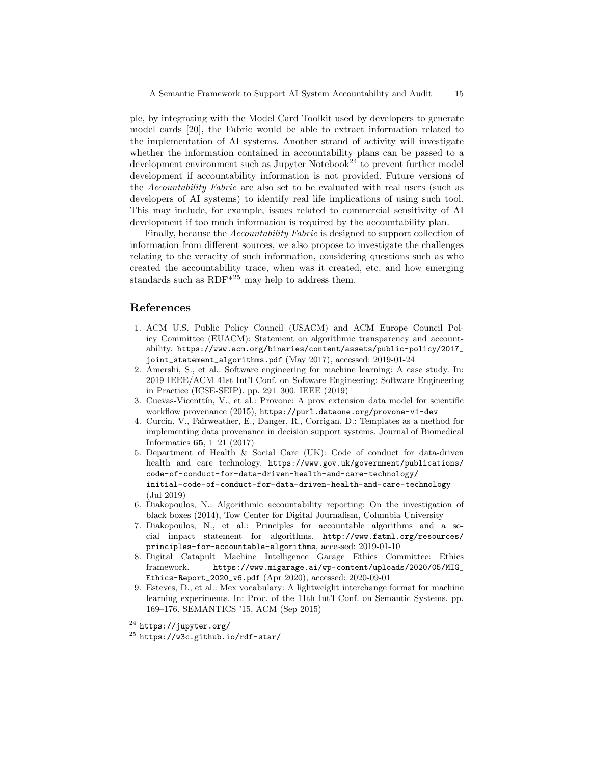ple, by integrating with the Model Card Toolkit used by developers to generate model cards [20], the Fabric would be able to extract information related to the implementation of AI systems. Another strand of activity will investigate whether the information contained in accountability plans can be passed to a development environment such as Jupyter Notebook[24] to prevent further model development if accountability information is not provided. Future versions of the *Accountability Fabric* are also set to be evaluated with real users (such as developers of AI systems) to identify real life implications of using such tool. This may include, for example, issues related to commercial sensitivity of AI development if too much information is required by the accountability plan.

Finally, because the *Accountability Fabric* is designed to support collection of information from different sources, we also propose to investigate the challenges relating to the veracity of such information, considering questions such as who created the accountability trace, when was it created, etc. and how emerging standards such as RDF*[25] may help to address them.

## References

1. ACM U.S. Public Policy Council (USACM) and ACM Europe Council Policy Committee (EUACM): Statement on algorithmic transparency and accountability. https://www.acm.org/binaries/content/assets/public-policy/2017_joint_statement_algorithms.pdf (May 2017), accessed: 2019-01-24
2. Amershi, S., et al.: Software engineering for machine learning: A case study. In: 2019 IEEE/ACM 41st Int'l Conf. on Software Engineering: Software Engineering in Practice (ICSE-SEIP). pp. 291–300. IEEE (2019)
3. Cuevas-Vicenttín, V., et al.: Provone: A prov extension data model for scientific workflow provenance (2015), https://purl.dataone.org/provone-v1-dev
4. Curcin, V., Fairweather, E., Danger, R., Corrigan, D.: Templates as a method for implementing data provenance in decision support systems. Journal of Biomedical Informatics **65**, 1–21 (2017)
5. Department of Health & Social Care (UK): Code of conduct for data-driven health and care technology. https://www.gov.uk/government/publications/code-of-conduct-for-data-driven-health-and-care-technology/initial-code-of-conduct-for-data-driven-health-and-care-technology (Jul 2019)
6. Diakopoulos, N.: Algorithmic accountability reporting: On the investigation of black boxes (2014), Tow Center for Digital Journalism, Columbia University
7. Diakopoulos, N., et al.: Principles for accountable algorithms and a social impact statement for algorithms. http://www.fatml.org/resources/principles-for-accountable-algorithms, accessed: 2019-01-10
8. Digital Catapult Machine Intelligence Garage Ethics Committee: Ethics framework. https://www.migarage.ai/wp-content/uploads/2020/05/MIG_Ethics-Report_2020_v6.pdf (Apr 2020), accessed: 2020-09-01
9. Esteves, D., et al.: Mex vocabulary: A lightweight interchange format for machine learning experiments. In: Proc. of the 11th Int'l Conf. on Semantic Systems. pp. 169–176. SEMANTICS '15, ACM (Sep 2015)

[24] https://jupyter.org/

[25] https://w3c.github.io/rdf-star/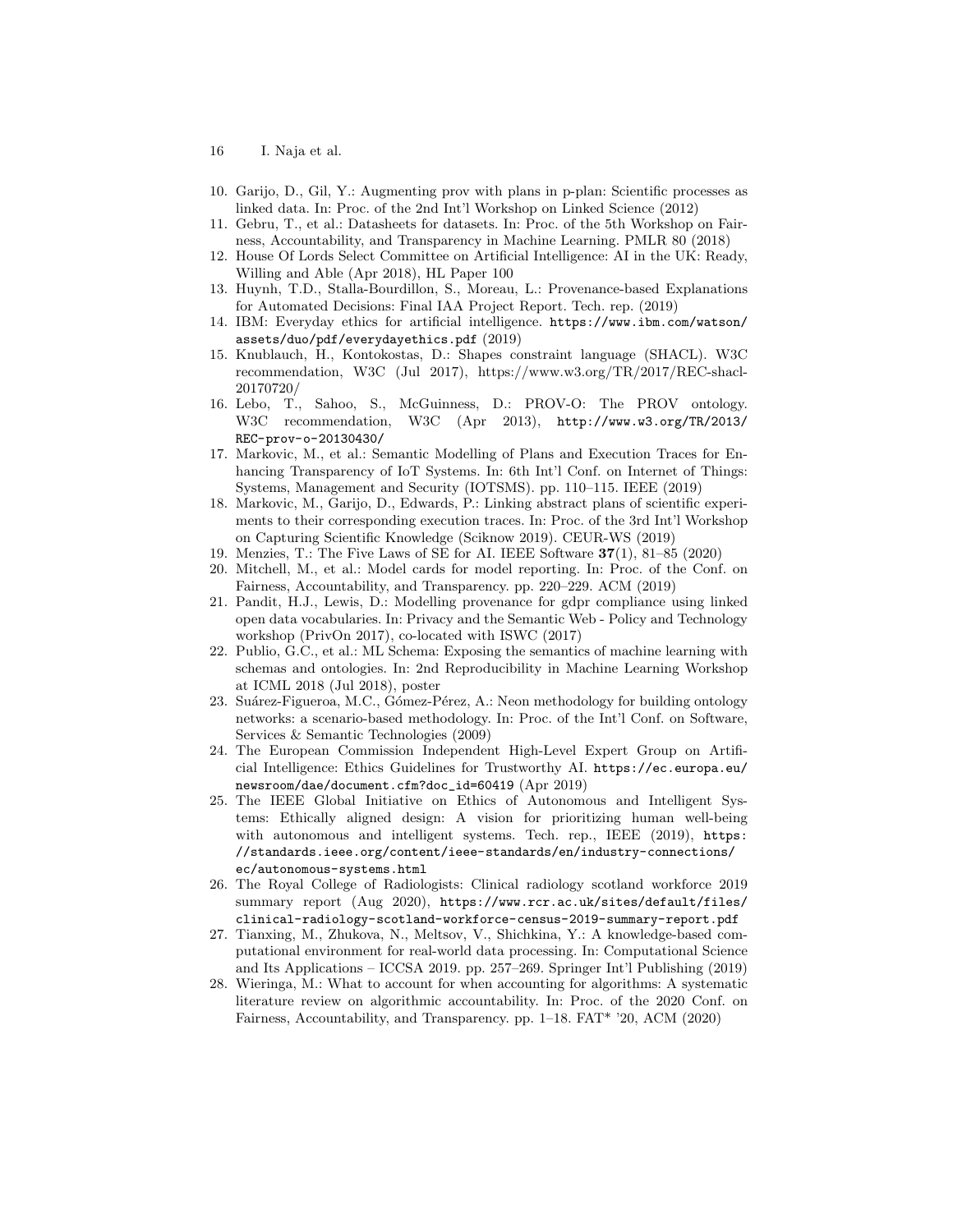10. Garijo, D., Gil, Y.: Augmenting prov with plans in p-plan: Scientific processes as linked data. In: Proc. of the 2nd Int'l Workshop on Linked Science (2012)
11. Gebru, T., et al.: Datasheets for datasets. In: Proc. of the 5th Workshop on Fairness, Accountability, and Transparency in Machine Learning. PMLR 80 (2018)
12. House Of Lords Select Committee on Artificial Intelligence: AI in the UK: Ready, Willing and Able (Apr 2018), HL Paper 100
13. Huynh, T.D., Stalla-Bourdillon, S., Moreau, L.: Provenance-based Explanations for Automated Decisions: Final IAA Project Report. Tech. rep. (2019)
14. IBM: Everyday ethics for artificial intelligence. `https://www.ibm.com/watson/assets/duo/pdf/everydayethics.pdf` (2019)
15. Knublauch, H., Kontokostas, D.: Shapes constraint language (SHACL). W3C recommendation, W3C (Jul 2017), https://www.w3.org/TR/2017/REC-shacl-20170720/
16. Lebo, T., Sahoo, S., McGuinness, D.: PROV-O: The PROV ontology. W3C recommendation, W3C (Apr 2013), `http://www.w3.org/TR/2013/REC-prov-o-20130430/`
17. Markovic, M., et al.: Semantic Modelling of Plans and Execution Traces for Enhancing Transparency of IoT Systems. In: 6th Int'l Conf. on Internet of Things: Systems, Management and Security (IOTSMS). pp. 110–115. IEEE (2019)
18. Markovic, M., Garijo, D., Edwards, P.: Linking abstract plans of scientific experiments to their corresponding execution traces. In: Proc. of the 3rd Int'l Workshop on Capturing Scientific Knowledge (Sciknow 2019). CEUR-WS (2019)
19. Menzies, T.: The Five Laws of SE for AI. IEEE Software **37**(1), 81–85 (2020)
20. Mitchell, M., et al.: Model cards for model reporting. In: Proc. of the Conf. on Fairness, Accountability, and Transparency. pp. 220–229. ACM (2019)
21. Pandit, H.J., Lewis, D.: Modelling provenance for gdpr compliance using linked open data vocabularies. In: Privacy and the Semantic Web - Policy and Technology workshop (PrivOn 2017), co-located with ISWC (2017)
22. Publio, G.C., et al.: ML Schema: Exposing the semantics of machine learning with schemas and ontologies. In: 2nd Reproducibility in Machine Learning Workshop at ICML 2018 (Jul 2018), poster
23. Suárez-Figueroa, M.C., Gómez-Pérez, A.: Neon methodology for building ontology networks: a scenario-based methodology. In: Proc. of the Int'l Conf. on Software, Services & Semantic Technologies (2009)
24. The European Commission Independent High-Level Expert Group on Artificial Intelligence: Ethics Guidelines for Trustworthy AI. `https://ec.europa.eu/newsroom/dae/document.cfm?doc_id=60419` (Apr 2019)
25. The IEEE Global Initiative on Ethics of Autonomous and Intelligent Systems: Ethically aligned design: A vision for prioritizing human well-being with autonomous and intelligent systems. Tech. rep., IEEE (2019), `https://standards.ieee.org/content/ieee-standards/en/industry-connections/ec/autonomous-systems.html`
26. The Royal College of Radiologists: Clinical radiology scotland workforce 2019 summary report (Aug 2020), `https://www.rcr.ac.uk/sites/default/files/clinical-radiology-scotland-workforce-census-2019-summary-report.pdf`
27. Tianxing, M., Zhukova, N., Meltsov, V., Shichkina, Y.: A knowledge-based computational environment for real-world data processing. In: Computational Science and Its Applications – ICCSA 2019. pp. 257–269. Springer Int'l Publishing (2019)
28. Wieringa, M.: What to account for when accounting for algorithms: A systematic literature review on algorithmic accountability. In: Proc. of the 2020 Conf. on Fairness, Accountability, and Transparency. pp. 1–18. FAT* '20, ACM (2020)